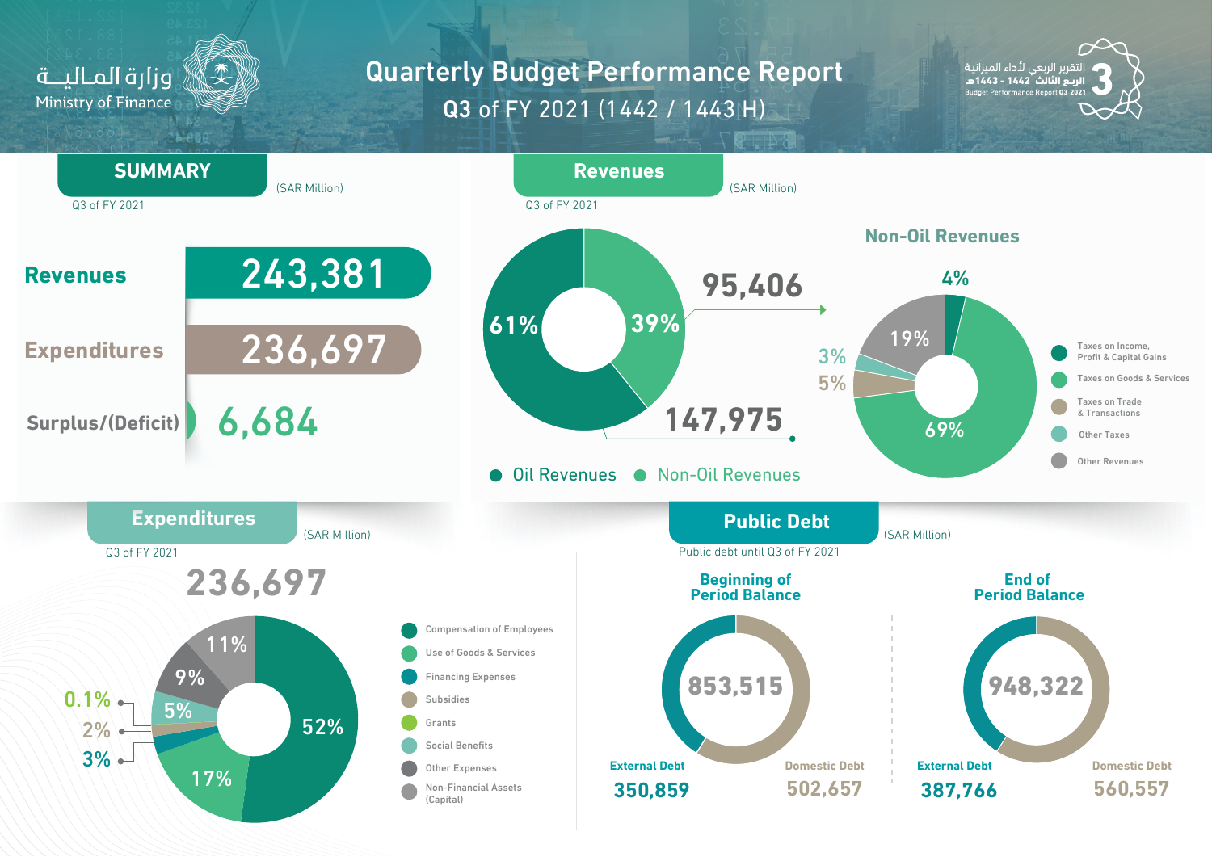وزارة المالية
Ministry of Finance

# Quarterly Budget Performance Report

## Q3 of FY 2021 (1442 / 1443 H)

التقرير الربعي لأداء الميزانية
الربع الثالث 1442 - 1443هـ
Budget Performance Report Q3 2021

## SUMMARY

(SAR Million)

Q3 of FY 2021

| | |
|---|---|
| Revenues | 243,381 |
| Expenditures | 236,697 |
| Surplus/(Deficit) | 6,684 |

## Revenues

(SAR Million)

Q3 of FY 2021

| | Share | Amount |
|---|---|---|
| Oil Revenues | 61% | 147,975 |
| Non-Oil Revenues | 39% | 95,406 |

### Non-Oil Revenues

| Category | Share |
|---|---|
| Taxes on Income, Profit & Capital Gains | 4% |
| Taxes on Goods & Services | 69% |
| Taxes on Trade & Transactions | 5% |
| Other Taxes | 3% |
| Other Revenues | 19% |

## Expenditures

(SAR Million)

Q3 of FY 2021

**236,697**

| Category | Share |
|---|---|
| Compensation of Employees | 52% |
| Use of Goods & Services | 17% |
| Financing Expenses | 3% |
| Subsidies | 2% |
| Grants | 0.1% |
| Social Benefits | 5% |
| Other Expenses | 9% |
| Non-Financial Assets (Capital) | 11% |

## Public Debt

(SAR Million)

Public debt until Q3 of FY 2021

| | Beginning of Period Balance | End of Period Balance |
|---|---|---|
| Total | 853,515 | 948,322 |
| External Debt | 350,859 | 387,766 |
| Domestic Debt | 502,657 | 560,557 |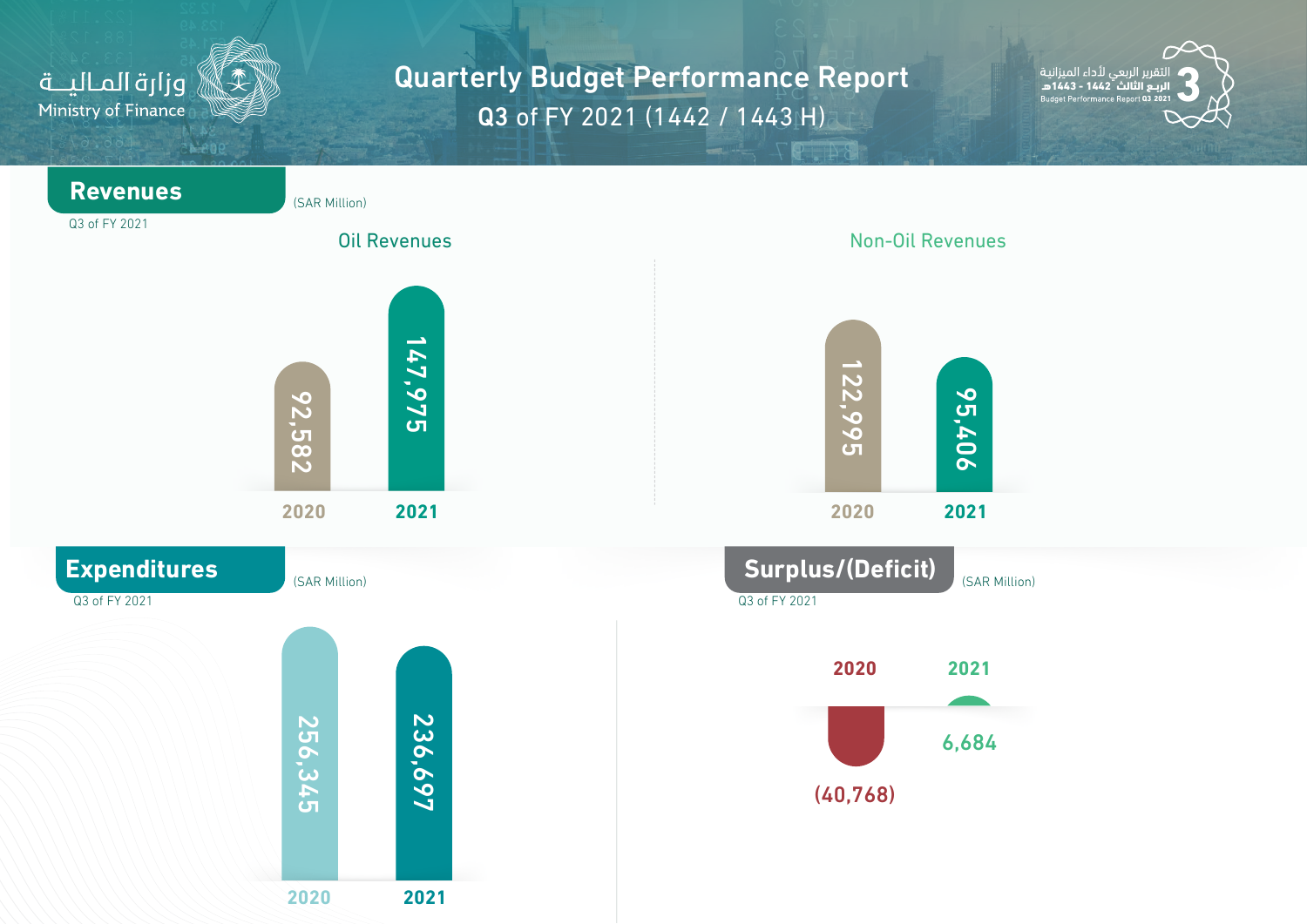وزارة المالية
Ministry of Finance

# Quarterly Budget Performance Report

Q3 of FY 2021 (1442 / 1443 H)

التقرير الربعي لأداء الميزانية
الربع الثالث 1442 - 1443هـ
Budget Performance Report Q3 2021

## Revenues

Q3 of FY 2021

(SAR Million)

Oil Revenues

92,582
147,975
2020
2021

Non-Oil Revenues

122,995
95,406
2020
2021

## Expenditures

Q3 of FY 2021

(SAR Million)

256,345
236,697
2020
2021

## Surplus/(Deficit)

Q3 of FY 2021

(SAR Million)

2020
2021
(40,768)
6,684